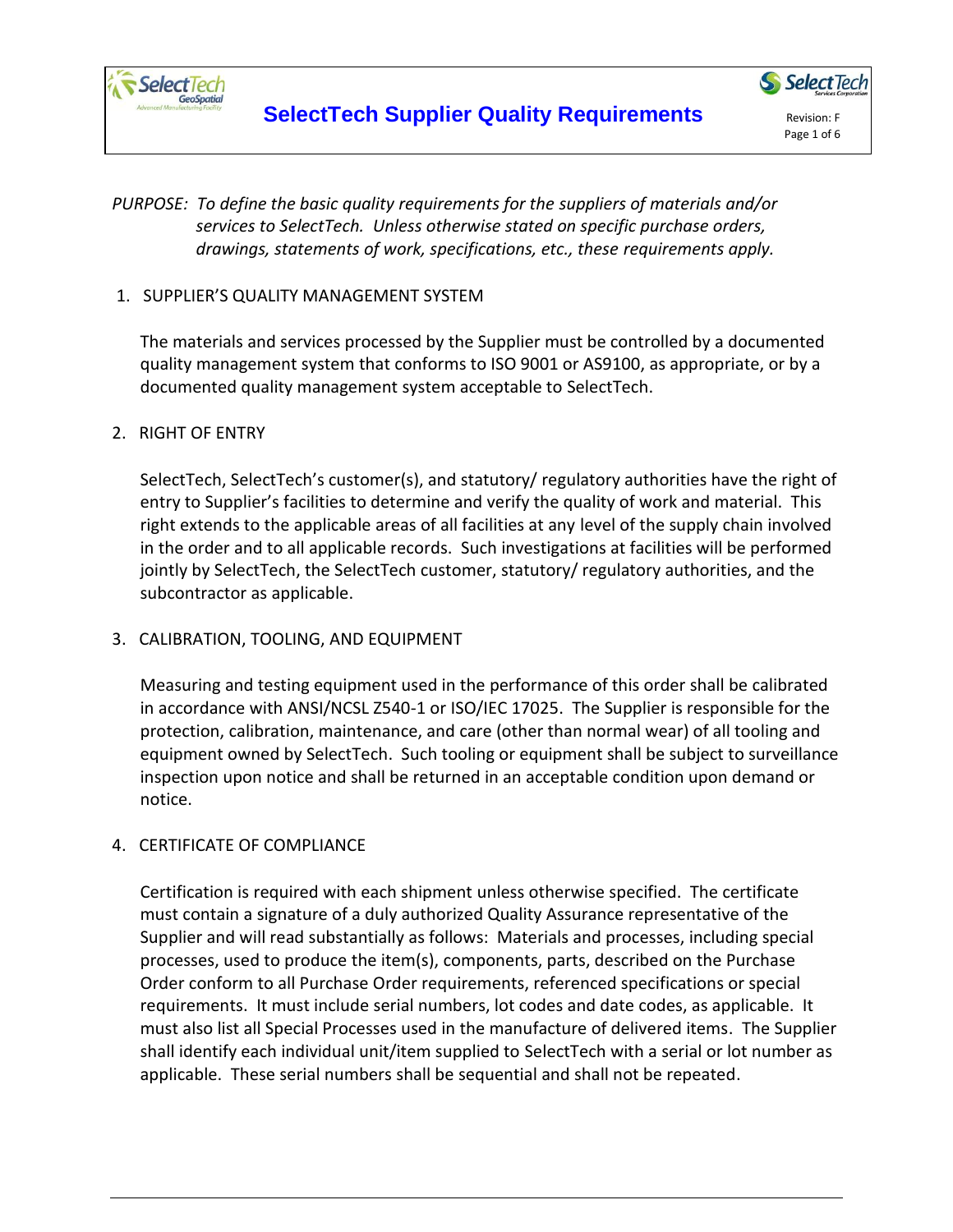# SelectTech Supplier Quality Requirements

*PURPOSE: To define the basic quality requirements for the suppliers of materials and/or services to SelectTech. Unless otherwise stated on specific purchase orders, drawings, statements of work, specifications, etc., these requirements apply.*

1. SUPPLIER'S QUALITY MANAGEMENT SYSTEM

   The materials and services processed by the Supplier must be controlled by a documented quality management system that conforms to ISO 9001 or AS9100, as appropriate, or by a documented quality management system acceptable to SelectTech.

2. RIGHT OF ENTRY

   SelectTech, SelectTech's customer(s), and statutory/ regulatory authorities have the right of entry to Supplier's facilities to determine and verify the quality of work and material. This right extends to the applicable areas of all facilities at any level of the supply chain involved in the order and to all applicable records. Such investigations at facilities will be performed jointly by SelectTech, the SelectTech customer, statutory/ regulatory authorities, and the subcontractor as applicable.

3. CALIBRATION, TOOLING, AND EQUIPMENT

   Measuring and testing equipment used in the performance of this order shall be calibrated in accordance with ANSI/NCSL Z540-1 or ISO/IEC 17025. The Supplier is responsible for the protection, calibration, maintenance, and care (other than normal wear) of all tooling and equipment owned by SelectTech. Such tooling or equipment shall be subject to surveillance inspection upon notice and shall be returned in an acceptable condition upon demand or notice.

4. CERTIFICATE OF COMPLIANCE

   Certification is required with each shipment unless otherwise specified. The certificate must contain a signature of a duly authorized Quality Assurance representative of the Supplier and will read substantially as follows: Materials and processes, including special processes, used to produce the item(s), components, parts, described on the Purchase Order conform to all Purchase Order requirements, referenced specifications or special requirements. It must include serial numbers, lot codes and date codes, as applicable. It must also list all Special Processes used in the manufacture of delivered items. The Supplier shall identify each individual unit/item supplied to SelectTech with a serial or lot number as applicable. These serial numbers shall be sequential and shall not be repeated.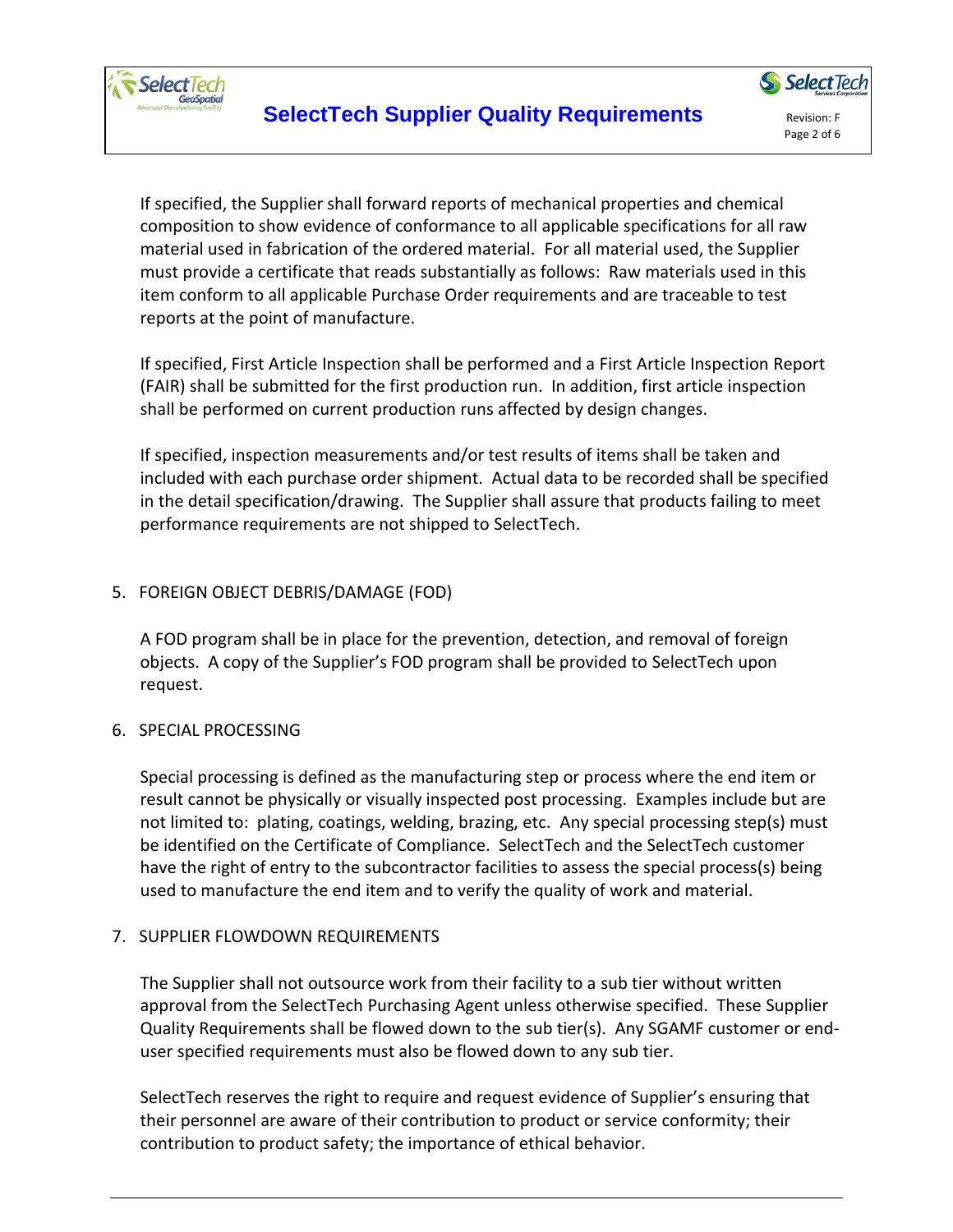If specified, the Supplier shall forward reports of mechanical properties and chemical composition to show evidence of conformance to all applicable specifications for all raw material used in fabrication of the ordered material. For all material used, the Supplier must provide a certificate that reads substantially as follows: Raw materials used in this item conform to all applicable Purchase Order requirements and are traceable to test reports at the point of manufacture.

If specified, First Article Inspection shall be performed and a First Article Inspection Report (FAIR) shall be submitted for the first production run. In addition, first article inspection shall be performed on current production runs affected by design changes.

If specified, inspection measurements and/or test results of items shall be taken and included with each purchase order shipment. Actual data to be recorded shall be specified in the detail specification/drawing. The Supplier shall assure that products failing to meet performance requirements are not shipped to SelectTech.

## 5. FOREIGN OBJECT DEBRIS/DAMAGE (FOD)

A FOD program shall be in place for the prevention, detection, and removal of foreign objects. A copy of the Supplier's FOD program shall be provided to SelectTech upon request.

## 6. SPECIAL PROCESSING

Special processing is defined as the manufacturing step or process where the end item or result cannot be physically or visually inspected post processing. Examples include but are not limited to: plating, coatings, welding, brazing, etc. Any special processing step(s) must be identified on the Certificate of Compliance. SelectTech and the SelectTech customer have the right of entry to the subcontractor facilities to assess the special process(s) being used to manufacture the end item and to verify the quality of work and material.

## 7. SUPPLIER FLOWDOWN REQUIREMENTS

The Supplier shall not outsource work from their facility to a sub tier without written approval from the SelectTech Purchasing Agent unless otherwise specified. These Supplier Quality Requirements shall be flowed down to the sub tier(s). Any SGAMF customer or end-user specified requirements must also be flowed down to any sub tier.

SelectTech reserves the right to require and request evidence of Supplier's ensuring that their personnel are aware of their contribution to product or service conformity; their contribution to product safety; the importance of ethical behavior.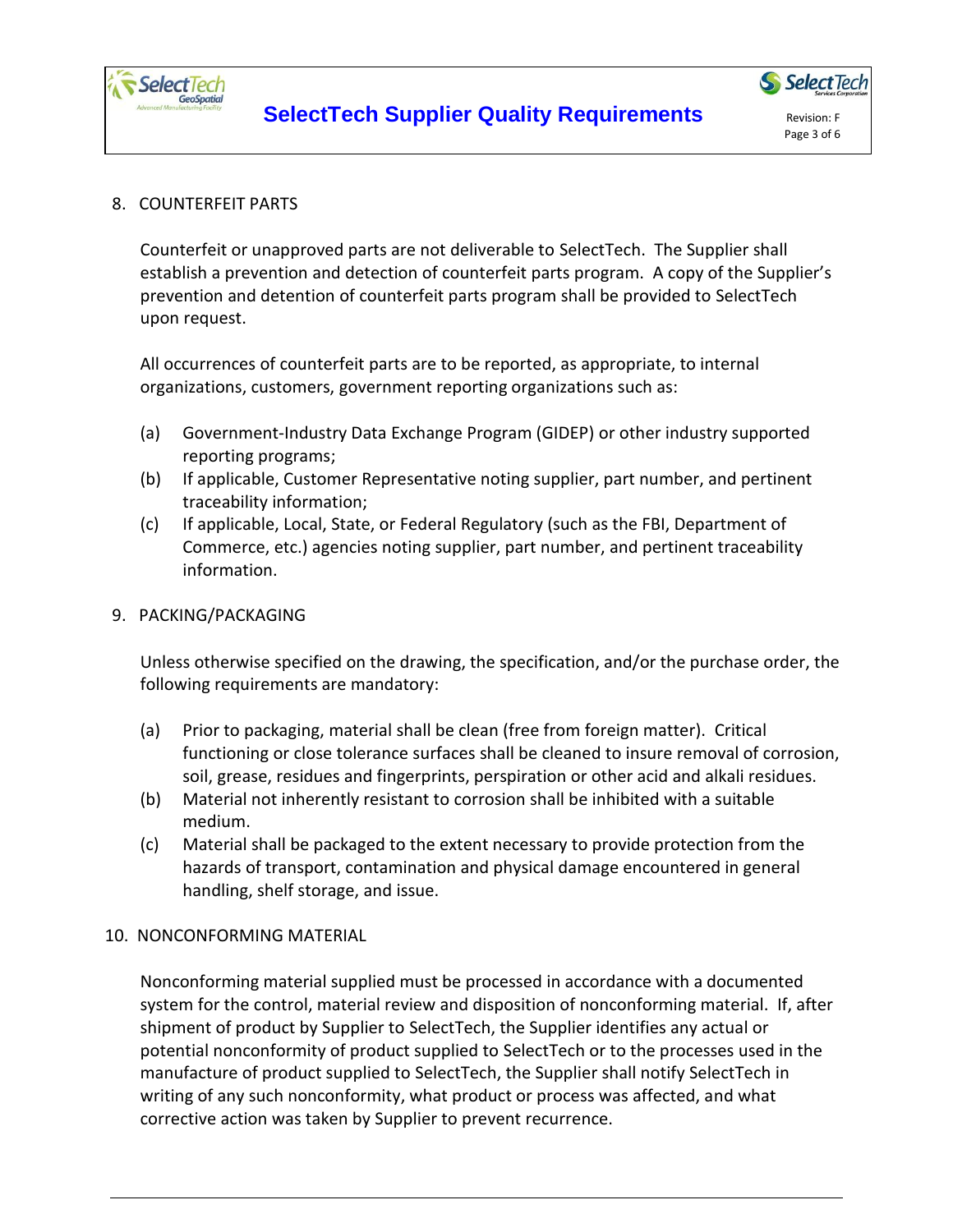## 8. COUNTERFEIT PARTS

Counterfeit or unapproved parts are not deliverable to SelectTech. The Supplier shall establish a prevention and detection of counterfeit parts program. A copy of the Supplier's prevention and detention of counterfeit parts program shall be provided to SelectTech upon request.

All occurrences of counterfeit parts are to be reported, as appropriate, to internal organizations, customers, government reporting organizations such as:

(a) Government-Industry Data Exchange Program (GIDEP) or other industry supported reporting programs;
(b) If applicable, Customer Representative noting supplier, part number, and pertinent traceability information;
(c) If applicable, Local, State, or Federal Regulatory (such as the FBI, Department of Commerce, etc.) agencies noting supplier, part number, and pertinent traceability information.

## 9. PACKING/PACKAGING

Unless otherwise specified on the drawing, the specification, and/or the purchase order, the following requirements are mandatory:

(a) Prior to packaging, material shall be clean (free from foreign matter). Critical functioning or close tolerance surfaces shall be cleaned to insure removal of corrosion, soil, grease, residues and fingerprints, perspiration or other acid and alkali residues.
(b) Material not inherently resistant to corrosion shall be inhibited with a suitable medium.
(c) Material shall be packaged to the extent necessary to provide protection from the hazards of transport, contamination and physical damage encountered in general handling, shelf storage, and issue.

## 10. NONCONFORMING MATERIAL

Nonconforming material supplied must be processed in accordance with a documented system for the control, material review and disposition of nonconforming material. If, after shipment of product by Supplier to SelectTech, the Supplier identifies any actual or potential nonconformity of product supplied to SelectTech or to the processes used in the manufacture of product supplied to SelectTech, the Supplier shall notify SelectTech in writing of any such nonconformity, what product or process was affected, and what corrective action was taken by Supplier to prevent recurrence.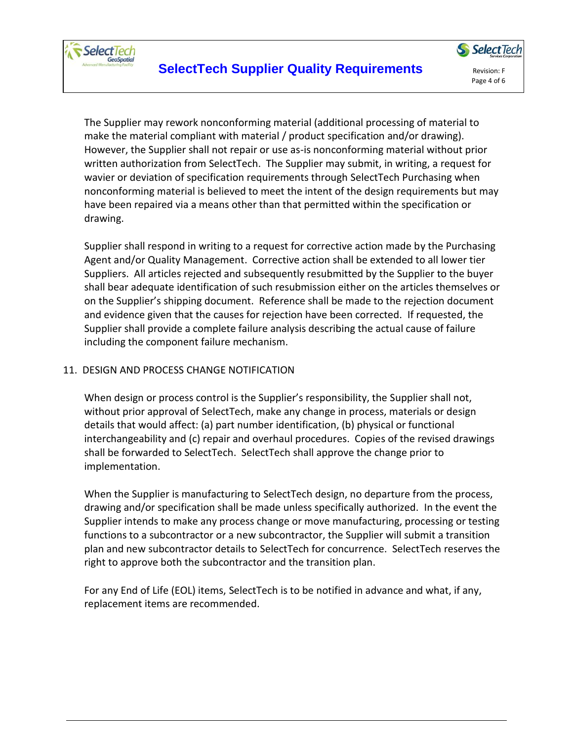The Supplier may rework nonconforming material (additional processing of material to make the material compliant with material / product specification and/or drawing). However, the Supplier shall not repair or use as-is nonconforming material without prior written authorization from SelectTech. The Supplier may submit, in writing, a request for wavier or deviation of specification requirements through SelectTech Purchasing when nonconforming material is believed to meet the intent of the design requirements but may have been repaired via a means other than that permitted within the specification or drawing.

Supplier shall respond in writing to a request for corrective action made by the Purchasing Agent and/or Quality Management. Corrective action shall be extended to all lower tier Suppliers. All articles rejected and subsequently resubmitted by the Supplier to the buyer shall bear adequate identification of such resubmission either on the articles themselves or on the Supplier's shipping document. Reference shall be made to the rejection document and evidence given that the causes for rejection have been corrected. If requested, the Supplier shall provide a complete failure analysis describing the actual cause of failure including the component failure mechanism.

## 11. DESIGN AND PROCESS CHANGE NOTIFICATION

When design or process control is the Supplier's responsibility, the Supplier shall not, without prior approval of SelectTech, make any change in process, materials or design details that would affect: (a) part number identification, (b) physical or functional interchangeability and (c) repair and overhaul procedures. Copies of the revised drawings shall be forwarded to SelectTech. SelectTech shall approve the change prior to implementation.

When the Supplier is manufacturing to SelectTech design, no departure from the process, drawing and/or specification shall be made unless specifically authorized. In the event the Supplier intends to make any process change or move manufacturing, processing or testing functions to a subcontractor or a new subcontractor, the Supplier will submit a transition plan and new subcontractor details to SelectTech for concurrence. SelectTech reserves the right to approve both the subcontractor and the transition plan.

For any End of Life (EOL) items, SelectTech is to be notified in advance and what, if any, replacement items are recommended.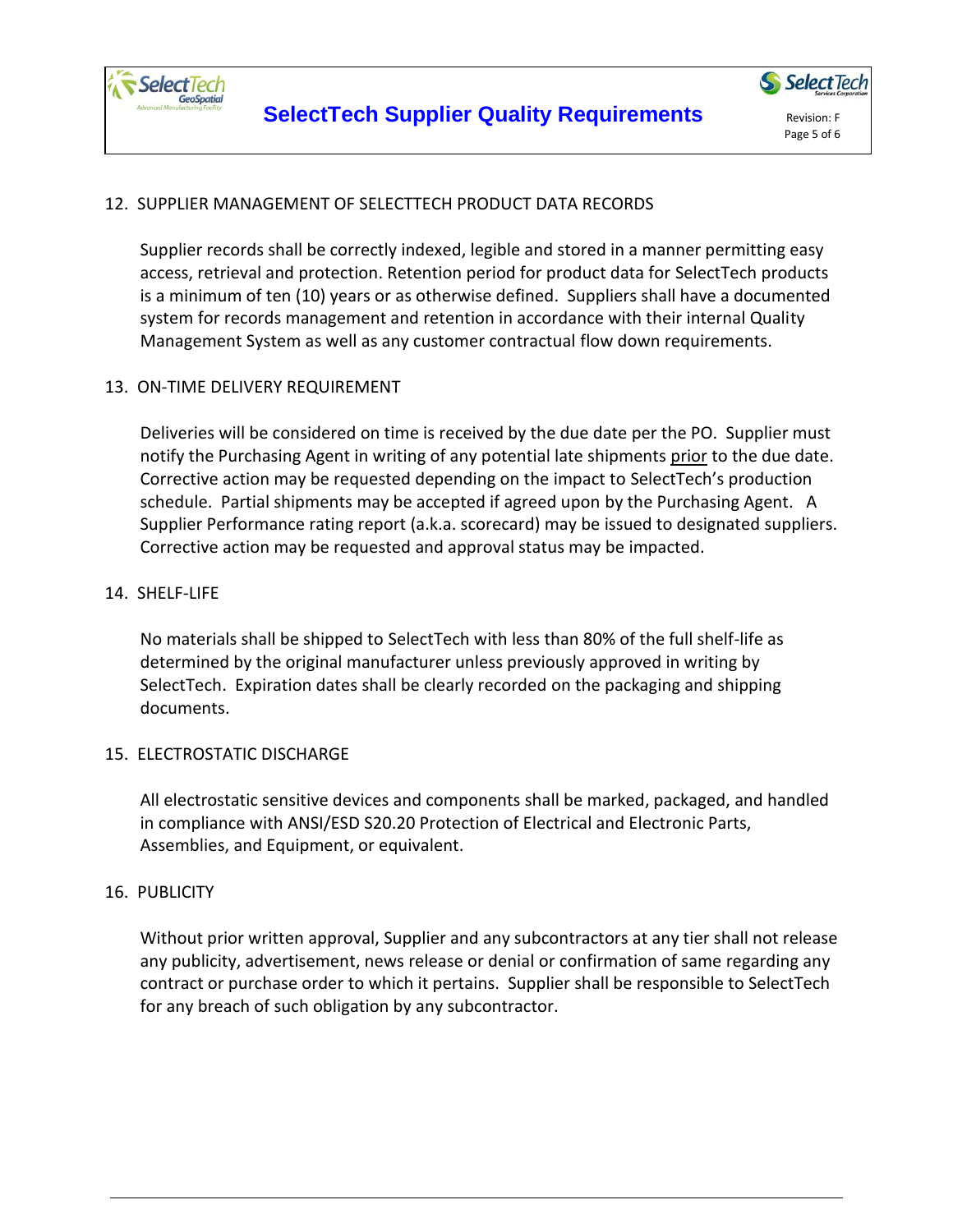## 12. SUPPLIER MANAGEMENT OF SELECTTECH PRODUCT DATA RECORDS

Supplier records shall be correctly indexed, legible and stored in a manner permitting easy access, retrieval and protection. Retention period for product data for SelectTech products is a minimum of ten (10) years or as otherwise defined. Suppliers shall have a documented system for records management and retention in accordance with their internal Quality Management System as well as any customer contractual flow down requirements.

## 13. ON-TIME DELIVERY REQUIREMENT

Deliveries will be considered on time is received by the due date per the PO. Supplier must notify the Purchasing Agent in writing of any potential late shipments prior to the due date. Corrective action may be requested depending on the impact to SelectTech's production schedule. Partial shipments may be accepted if agreed upon by the Purchasing Agent. A Supplier Performance rating report (a.k.a. scorecard) may be issued to designated suppliers. Corrective action may be requested and approval status may be impacted.

## 14. SHELF-LIFE

No materials shall be shipped to SelectTech with less than 80% of the full shelf-life as determined by the original manufacturer unless previously approved in writing by SelectTech. Expiration dates shall be clearly recorded on the packaging and shipping documents.

## 15. ELECTROSTATIC DISCHARGE

All electrostatic sensitive devices and components shall be marked, packaged, and handled in compliance with ANSI/ESD S20.20 Protection of Electrical and Electronic Parts, Assemblies, and Equipment, or equivalent.

## 16. PUBLICITY

Without prior written approval, Supplier and any subcontractors at any tier shall not release any publicity, advertisement, news release or denial or confirmation of same regarding any contract or purchase order to which it pertains. Supplier shall be responsible to SelectTech for any breach of such obligation by any subcontractor.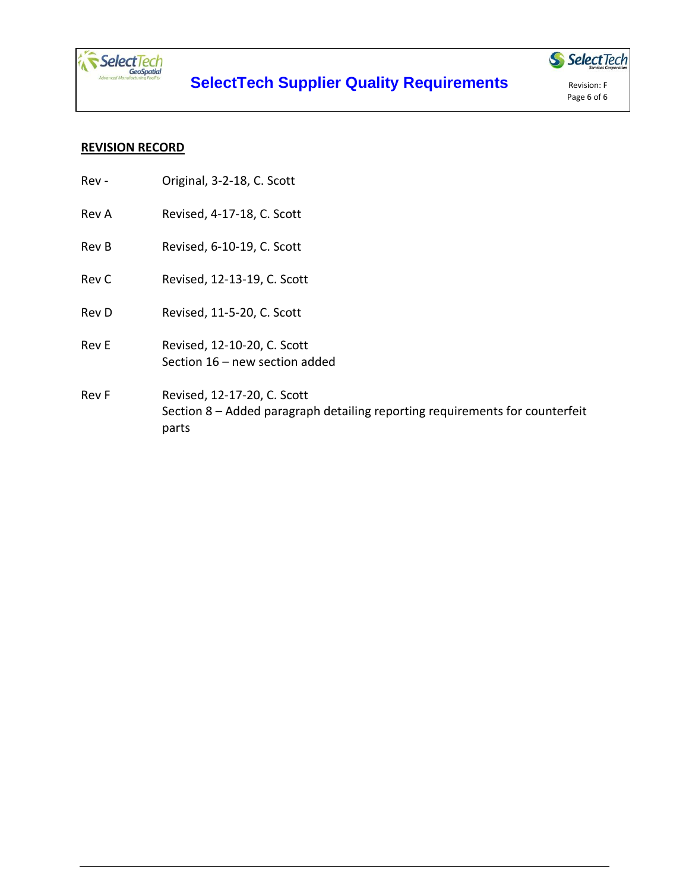## REVISION RECORD

| | |
|---|---|
| Rev - | Original, 3-2-18, C. Scott |
| Rev A | Revised, 4-17-18, C. Scott |
| Rev B | Revised, 6-10-19, C. Scott |
| Rev C | Revised, 12-13-19, C. Scott |
| Rev D | Revised, 11-5-20, C. Scott |
| Rev E | Revised, 12-10-20, C. Scott<br>Section 16 – new section added |
| Rev F | Revised, 12-17-20, C. Scott<br>Section 8 – Added paragraph detailing reporting requirements for counterfeit parts |